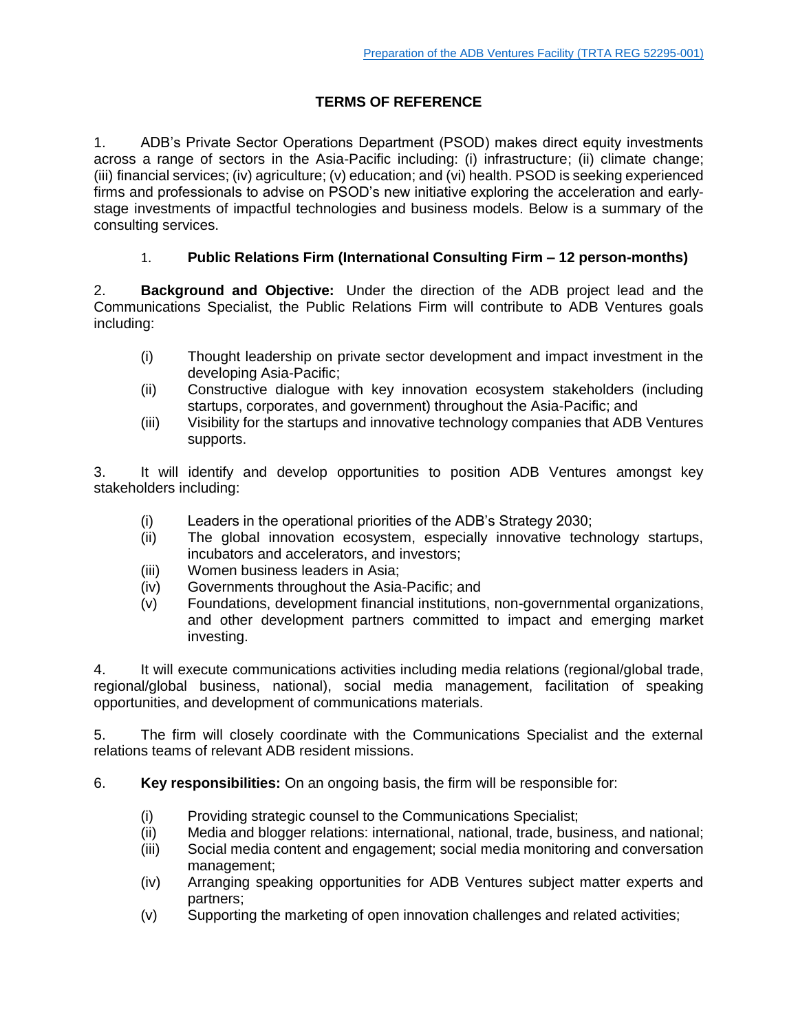Preparation of the ADB Ventures Facility (TRTA REG 52295-001)

# TERMS OF REFERENCE

1. ADB's Private Sector Operations Department (PSOD) makes direct equity investments across a range of sectors in the Asia-Pacific including: (i) infrastructure; (ii) climate change; (iii) financial services; (iv) agriculture; (v) education; and (vi) health. PSOD is seeking experienced firms and professionals to advise on PSOD's new initiative exploring the acceleration and early-stage investments of impactful technologies and business models. Below is a summary of the consulting services.

## 1. Public Relations Firm (International Consulting Firm – 12 person-months)

2. **Background and Objective:** Under the direction of the ADB project lead and the Communications Specialist, the Public Relations Firm will contribute to ADB Ventures goals including:

   (i) Thought leadership on private sector development and impact investment in the developing Asia-Pacific;
   (ii) Constructive dialogue with key innovation ecosystem stakeholders (including startups, corporates, and government) throughout the Asia-Pacific; and
   (iii) Visibility for the startups and innovative technology companies that ADB Ventures supports.

3. It will identify and develop opportunities to position ADB Ventures amongst key stakeholders including:

   (i) Leaders in the operational priorities of the ADB's Strategy 2030;
   (ii) The global innovation ecosystem, especially innovative technology startups, incubators and accelerators, and investors;
   (iii) Women business leaders in Asia;
   (iv) Governments throughout the Asia-Pacific; and
   (v) Foundations, development financial institutions, non-governmental organizations, and other development partners committed to impact and emerging market investing.

4. It will execute communications activities including media relations (regional/global trade, regional/global business, national), social media management, facilitation of speaking opportunities, and development of communications materials.

5. The firm will closely coordinate with the Communications Specialist and the external relations teams of relevant ADB resident missions.

6. **Key responsibilities:** On an ongoing basis, the firm will be responsible for:

   (i) Providing strategic counsel to the Communications Specialist;
   (ii) Media and blogger relations: international, national, trade, business, and national;
   (iii) Social media content and engagement; social media monitoring and conversation management;
   (iv) Arranging speaking opportunities for ADB Ventures subject matter experts and partners;
   (v) Supporting the marketing of open innovation challenges and related activities;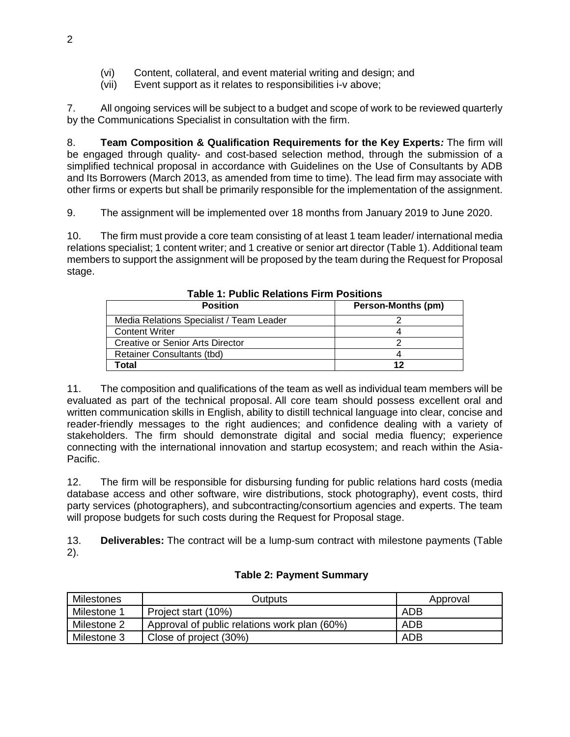(vi) Content, collateral, and event material writing and design; and

(vii) Event support as it relates to responsibilities i-v above;

7. All ongoing services will be subject to a budget and scope of work to be reviewed quarterly by the Communications Specialist in consultation with the firm.

8. **Team Composition & Qualification Requirements for the Key Experts*:*** The firm will be engaged through quality- and cost-based selection method, through the submission of a simplified technical proposal in accordance with Guidelines on the Use of Consultants by ADB and Its Borrowers (March 2013, as amended from time to time). The lead firm may associate with other firms or experts but shall be primarily responsible for the implementation of the assignment.

9. The assignment will be implemented over 18 months from January 2019 to June 2020.

10. The firm must provide a core team consisting of at least 1 team leader/ international media relations specialist; 1 content writer; and 1 creative or senior art director (Table 1). Additional team members to support the assignment will be proposed by the team during the Request for Proposal stage.

**Table 1: Public Relations Firm Positions**

| Position | Person-Months (pm) |
|---|---|
| Media Relations Specialist / Team Leader | 2 |
| Content Writer | 4 |
| Creative or Senior Arts Director | 2 |
| Retainer Consultants (tbd) | 4 |
| **Total** | **12** |

11. The composition and qualifications of the team as well as individual team members will be evaluated as part of the technical proposal. All core team should possess excellent oral and written communication skills in English, ability to distill technical language into clear, concise and reader-friendly messages to the right audiences; and confidence dealing with a variety of stakeholders. The firm should demonstrate digital and social media fluency; experience connecting with the international innovation and startup ecosystem; and reach within the Asia-Pacific.

12. The firm will be responsible for disbursing funding for public relations hard costs (media database access and other software, wire distributions, stock photography), event costs, third party services (photographers), and subcontracting/consortium agencies and experts. The team will propose budgets for such costs during the Request for Proposal stage.

13. **Deliverables:** The contract will be a lump-sum contract with milestone payments (Table 2).

**Table 2: Payment Summary**

| Milestones | Outputs | Approval |
|---|---|---|
| Milestone 1 | Project start (10%) | ADB |
| Milestone 2 | Approval of public relations work plan (60%) | ADB |
| Milestone 3 | Close of project (30%) | ADB |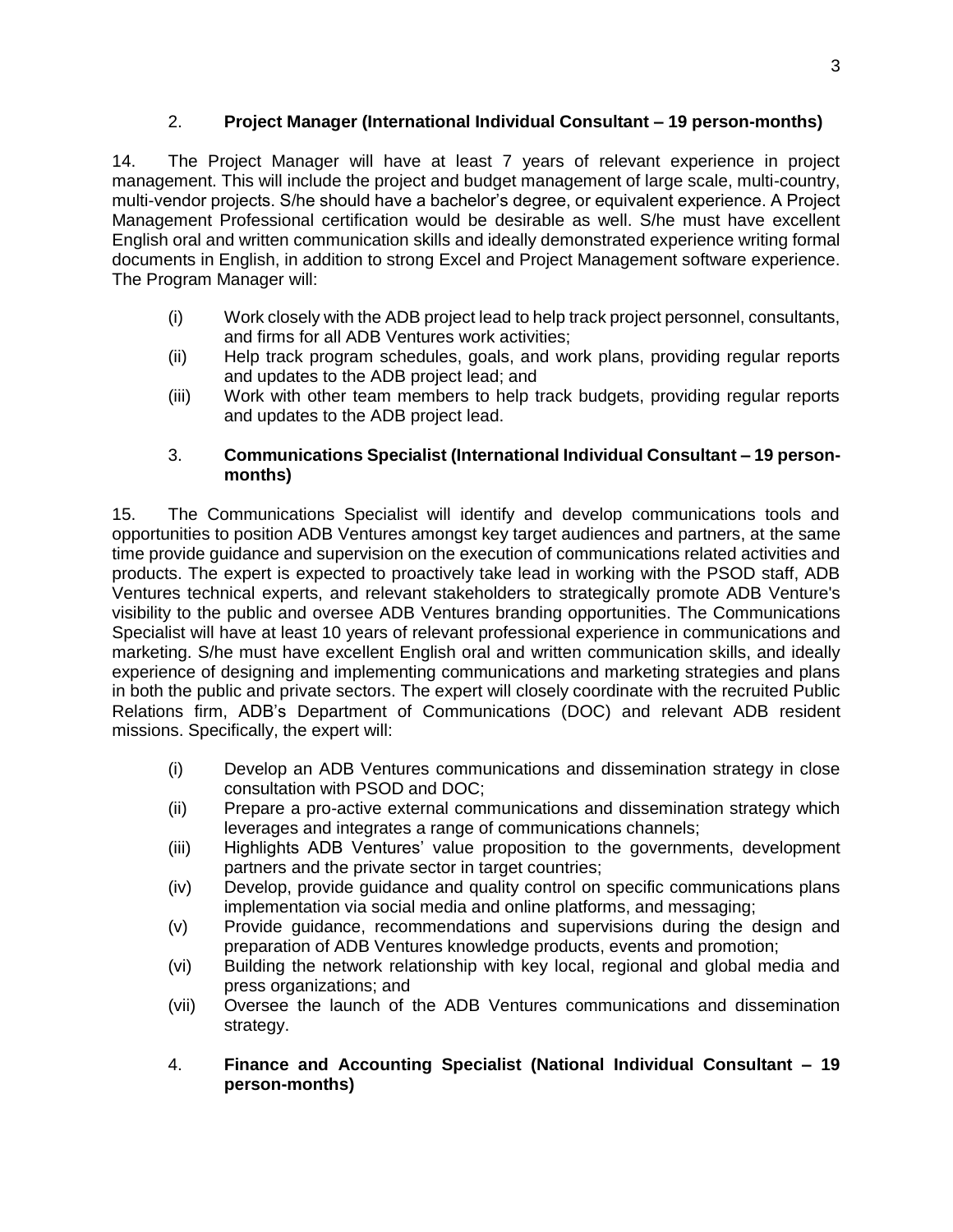### 2. **Project Manager (International Individual Consultant – 19 person-months)**

14. The Project Manager will have at least 7 years of relevant experience in project management. This will include the project and budget management of large scale, multi-country, multi-vendor projects. S/he should have a bachelor's degree, or equivalent experience. A Project Management Professional certification would be desirable as well. S/he must have excellent English oral and written communication skills and ideally demonstrated experience writing formal documents in English, in addition to strong Excel and Project Management software experience. The Program Manager will:

- (i) Work closely with the ADB project lead to help track project personnel, consultants, and firms for all ADB Ventures work activities;
- (ii) Help track program schedules, goals, and work plans, providing regular reports and updates to the ADB project lead; and
- (iii) Work with other team members to help track budgets, providing regular reports and updates to the ADB project lead.

### 3. **Communications Specialist (International Individual Consultant – 19 person-months)**

15. The Communications Specialist will identify and develop communications tools and opportunities to position ADB Ventures amongst key target audiences and partners, at the same time provide guidance and supervision on the execution of communications related activities and products. The expert is expected to proactively take lead in working with the PSOD staff, ADB Ventures technical experts, and relevant stakeholders to strategically promote ADB Venture's visibility to the public and oversee ADB Ventures branding opportunities. The Communications Specialist will have at least 10 years of relevant professional experience in communications and marketing. S/he must have excellent English oral and written communication skills, and ideally experience of designing and implementing communications and marketing strategies and plans in both the public and private sectors. The expert will closely coordinate with the recruited Public Relations firm, ADB's Department of Communications (DOC) and relevant ADB resident missions. Specifically, the expert will:

- (i) Develop an ADB Ventures communications and dissemination strategy in close consultation with PSOD and DOC;
- (ii) Prepare a pro-active external communications and dissemination strategy which leverages and integrates a range of communications channels;
- (iii) Highlights ADB Ventures' value proposition to the governments, development partners and the private sector in target countries;
- (iv) Develop, provide guidance and quality control on specific communications plans implementation via social media and online platforms, and messaging;
- (v) Provide guidance, recommendations and supervisions during the design and preparation of ADB Ventures knowledge products, events and promotion;
- (vi) Building the network relationship with key local, regional and global media and press organizations; and
- (vii) Oversee the launch of the ADB Ventures communications and dissemination strategy.

### 4. **Finance and Accounting Specialist (National Individual Consultant – 19 person-months)**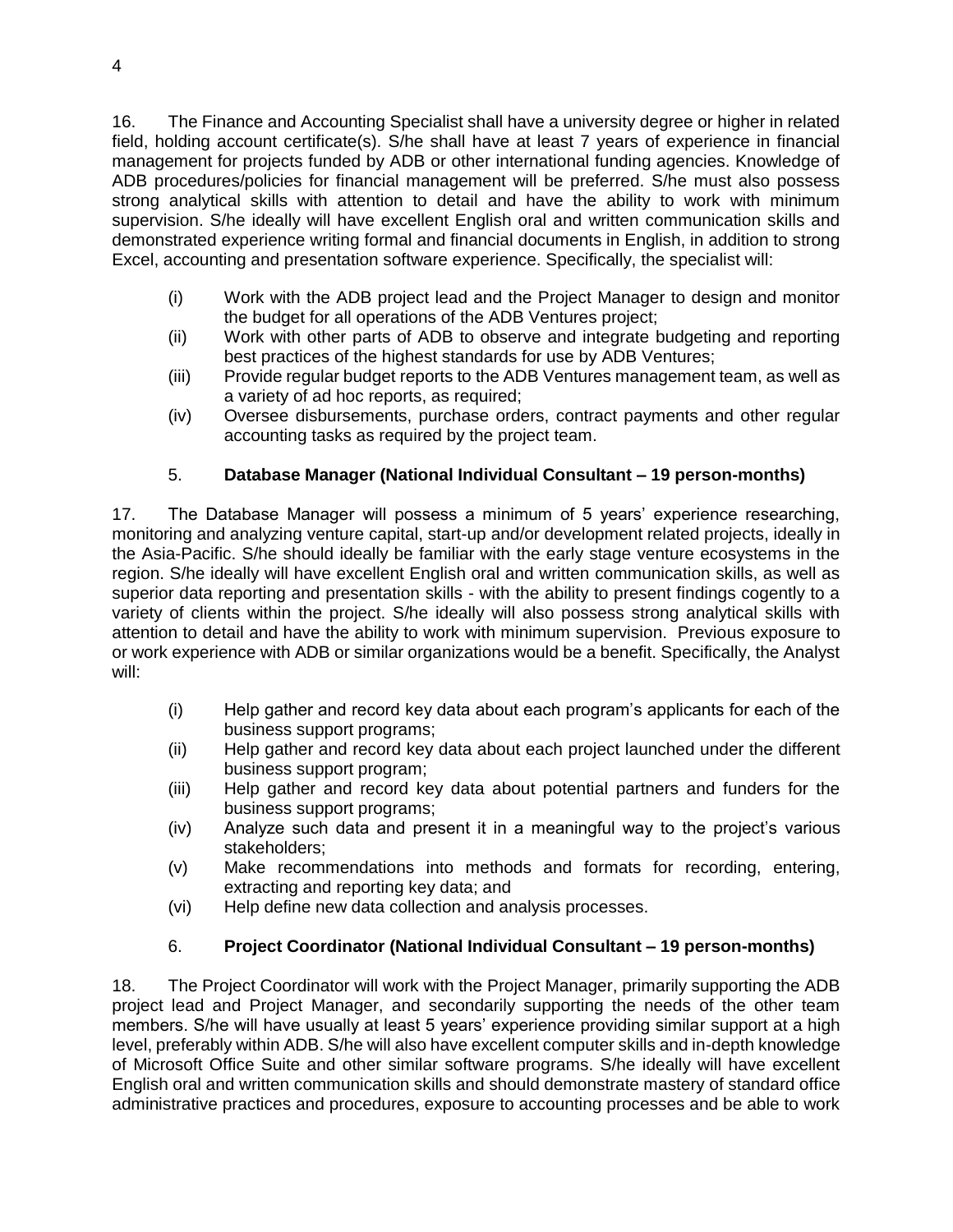16. The Finance and Accounting Specialist shall have a university degree or higher in related field, holding account certificate(s). S/he shall have at least 7 years of experience in financial management for projects funded by ADB or other international funding agencies. Knowledge of ADB procedures/policies for financial management will be preferred. S/he must also possess strong analytical skills with attention to detail and have the ability to work with minimum supervision. S/he ideally will have excellent English oral and written communication skills and demonstrated experience writing formal and financial documents in English, in addition to strong Excel, accounting and presentation software experience. Specifically, the specialist will:

(i) Work with the ADB project lead and the Project Manager to design and monitor the budget for all operations of the ADB Ventures project;
(ii) Work with other parts of ADB to observe and integrate budgeting and reporting best practices of the highest standards for use by ADB Ventures;
(iii) Provide regular budget reports to the ADB Ventures management team, as well as a variety of ad hoc reports, as required;
(iv) Oversee disbursements, purchase orders, contract payments and other regular accounting tasks as required by the project team.

### 5. **Database Manager (National Individual Consultant – 19 person-months)**

17. The Database Manager will possess a minimum of 5 years' experience researching, monitoring and analyzing venture capital, start-up and/or development related projects, ideally in the Asia-Pacific. S/he should ideally be familiar with the early stage venture ecosystems in the region. S/he ideally will have excellent English oral and written communication skills, as well as superior data reporting and presentation skills - with the ability to present findings cogently to a variety of clients within the project. S/he ideally will also possess strong analytical skills with attention to detail and have the ability to work with minimum supervision. Previous exposure to or work experience with ADB or similar organizations would be a benefit. Specifically, the Analyst will:

(i) Help gather and record key data about each program's applicants for each of the business support programs;
(ii) Help gather and record key data about each project launched under the different business support program;
(iii) Help gather and record key data about potential partners and funders for the business support programs;
(iv) Analyze such data and present it in a meaningful way to the project's various stakeholders;
(v) Make recommendations into methods and formats for recording, entering, extracting and reporting key data; and
(vi) Help define new data collection and analysis processes.

### 6. **Project Coordinator (National Individual Consultant – 19 person-months)**

18. The Project Coordinator will work with the Project Manager, primarily supporting the ADB project lead and Project Manager, and secondarily supporting the needs of the other team members. S/he will have usually at least 5 years' experience providing similar support at a high level, preferably within ADB. S/he will also have excellent computer skills and in-depth knowledge of Microsoft Office Suite and other similar software programs. S/he ideally will have excellent English oral and written communication skills and should demonstrate mastery of standard office administrative practices and procedures, exposure to accounting processes and be able to work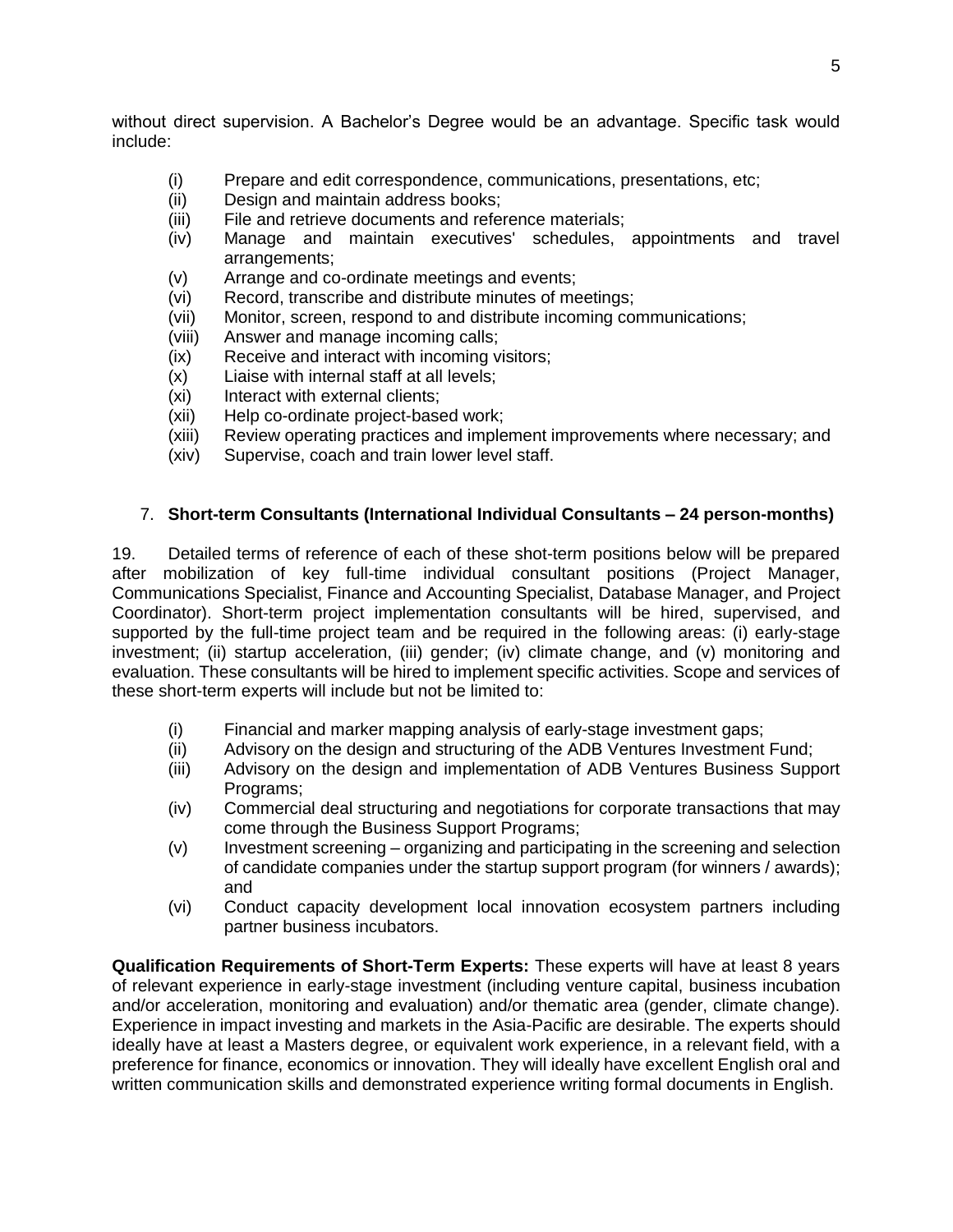without direct supervision. A Bachelor's Degree would be an advantage. Specific task would include:

(i) Prepare and edit correspondence, communications, presentations, etc;
(ii) Design and maintain address books;
(iii) File and retrieve documents and reference materials;
(iv) Manage and maintain executives' schedules, appointments and travel arrangements;
(v) Arrange and co-ordinate meetings and events;
(vi) Record, transcribe and distribute minutes of meetings;
(vii) Monitor, screen, respond to and distribute incoming communications;
(viii) Answer and manage incoming calls;
(ix) Receive and interact with incoming visitors;
(x) Liaise with internal staff at all levels;
(xi) Interact with external clients;
(xii) Help co-ordinate project-based work;
(xiii) Review operating practices and implement improvements where necessary; and
(xiv) Supervise, coach and train lower level staff.

### 7. **Short-term Consultants (International Individual Consultants – 24 person-months)**

19. Detailed terms of reference of each of these shot-term positions below will be prepared after mobilization of key full-time individual consultant positions (Project Manager, Communications Specialist, Finance and Accounting Specialist, Database Manager, and Project Coordinator). Short-term project implementation consultants will be hired, supervised, and supported by the full-time project team and be required in the following areas: (i) early-stage investment; (ii) startup acceleration, (iii) gender; (iv) climate change, and (v) monitoring and evaluation. These consultants will be hired to implement specific activities. Scope and services of these short-term experts will include but not be limited to:

(i) Financial and marker mapping analysis of early-stage investment gaps;
(ii) Advisory on the design and structuring of the ADB Ventures Investment Fund;
(iii) Advisory on the design and implementation of ADB Ventures Business Support Programs;
(iv) Commercial deal structuring and negotiations for corporate transactions that may come through the Business Support Programs;
(v) Investment screening – organizing and participating in the screening and selection of candidate companies under the startup support program (for winners / awards); and
(vi) Conduct capacity development local innovation ecosystem partners including partner business incubators.

**Qualification Requirements of Short-Term Experts:** These experts will have at least 8 years of relevant experience in early-stage investment (including venture capital, business incubation and/or acceleration, monitoring and evaluation) and/or thematic area (gender, climate change). Experience in impact investing and markets in the Asia-Pacific are desirable. The experts should ideally have at least a Masters degree, or equivalent work experience, in a relevant field, with a preference for finance, economics or innovation. They will ideally have excellent English oral and written communication skills and demonstrated experience writing formal documents in English.